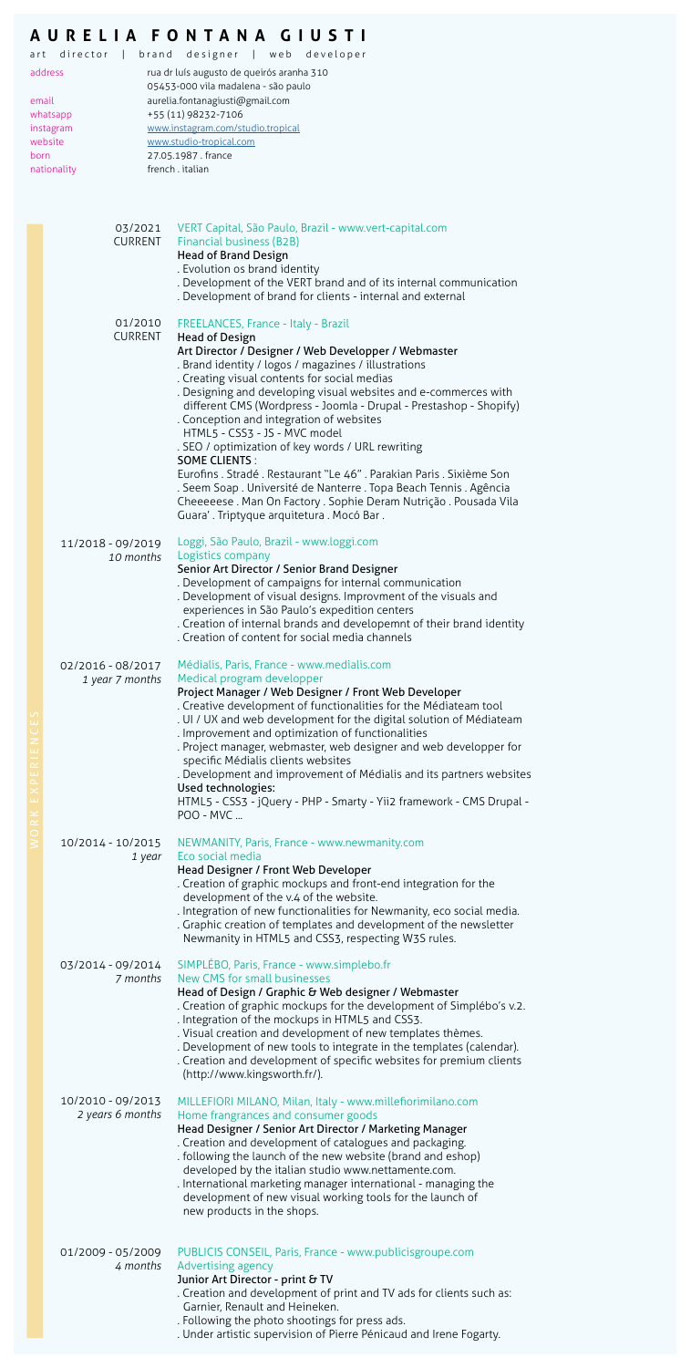# AURELIA FONTANA GIUSTI

art director | brand designer | web developer

address: rua dr luís augusto de queirós aranha 310
05453-000 vila madalena - são paulo
email: aurelia.fontanagiusti@gmail.com
whatsapp: +55 (11) 98232-7106
instagram: www.instagram.com/studio.tropical
website: www.studio-tropical.com
born: 27.05.1987 . france
nationality: french . italian

## WORK EXPERIENCES

**03/2021 – CURRENT**
VERT Capital, São Paulo, Brazil - www.vert-capital.com
Financial business (B2B)
**Head of Brand Design**
. Evolution os brand identity
. Development of the VERT brand and of its internal communication
. Development of brand for clients - internal and external

**01/2010 – CURRENT**
FREELANCES, France - Italy - Brazil
**Head of Design**
**Art Director / Designer / Web Developper / Webmaster**
. Brand identity / logos / magazines / illustrations
. Creating visual contents for social medias
. Designing and developing visual websites and e-commerces with different CMS (Wordpress - Joomla - Drupal - Prestashop - Shopify)
. Conception and integration of websites
HTML5 - CSS3 - JS - MVC model
. SEO / optimization of key words / URL rewriting
**SOME CLIENTS** :
Eurofins . Stradé . Restaurant "Le 46" . Parakian Paris . Sixième Son . Seem Soap . Université de Nanterre . Topa Beach Tennis . Agência Cheeeeese . Man On Factory . Sophie Deram Nutrição . Pousada Vila Guara' . Triptyque arquitetura . Mocó Bar .

**11/2018 - 09/2019** *10 months*
Loggi, São Paulo, Brazil - www.loggi.com
Logistics company
**Senior Art Director / Senior Brand Designer**
. Development of campaigns for internal communication
. Development of visual designs. Improvment of the visuals and experiences in São Paulo's expedition centers
. Creation of internal brands and developemnt of their brand identity
. Creation of content for social media channels

**02/2016 - 08/2017** *1 year 7 months*
Médialis, Paris, France - www.medialis.com
Medical program developper
**Project Manager / Web Designer / Front Web Developer**
. Creative development of functionalities for the Médiateam tool
. UI / UX and web development for the digital solution of Médiateam
. Improvement and optimization of functionalities
. Project manager, webmaster, web designer and web developper for specific Médialis clients websites
. Development and improvement of Médialis and its partners websites
**Used technologies:**
HTML5 - CSS3 - jQuery - PHP - Smarty - Yii2 framework - CMS Drupal - POO - MVC ...

**10/2014 - 10/2015** *1 year*
NEWMANITY, Paris, France - www.newmanity.com
Eco social media
**Head Designer / Front Web Developer**
. Creation of graphic mockups and front-end integration for the development of the v.4 of the website.
. Integration of new functionalities for Newmanity, eco social media.
. Graphic creation of templates and development of the newsletter Newmanity in HTML5 and CSS3, respecting W3S rules.

**03/2014 - 09/2014** *7 months*
SIMPLÉBO, Paris, France - www.simplebo.fr
New CMS for small businesses
**Head of Design / Graphic & Web designer / Webmaster**
. Creation of graphic mockups for the development of Simplébo's v.2.
. Integration of the mockups in HTML5 and CSS3.
. Visual creation and development of new templates thèmes.
. Development of new tools to integrate in the templates (calendar).
. Creation and development of specific websites for premium clients (http://www.kingsworth.fr/).

**10/2010 - 09/2013** *2 years 6 months*
MILLEFIORI MILANO, Milan, Italy - www.millefiorimilano.com
Home frangrances and consumer goods
**Head Designer / Senior Art Director / Marketing Manager**
. Creation and development of catalogues and packaging.
. following the launch of the new website (brand and eshop) developed by the italian studio www.nettamente.com.
. International marketing manager international - managing the development of new visual working tools for the launch of new products in the shops.

**01/2009 - 05/2009** *4 months*
PUBLICIS CONSEIL, Paris, France - www.publicisgroupe.com
Advertising agency
**Junior Art Director - print & TV**
. Creation and development of print and TV ads for clients such as: Garnier, Renault and Heineken.
. Following the photo shootings for press ads.
. Under artistic supervision of Pierre Pénicaud and Irene Fogarty.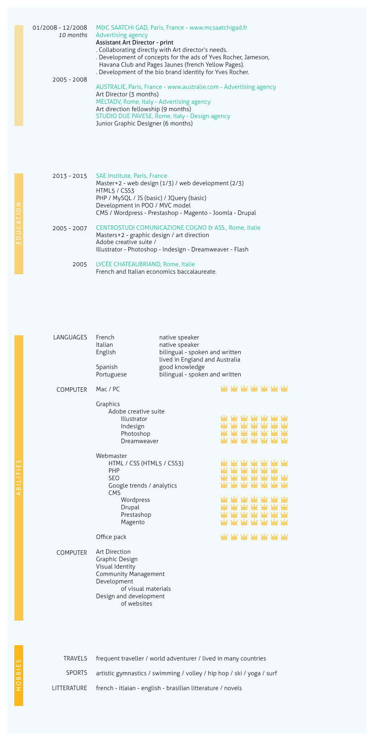01/2008 - 12/2008
*10 months*

M&C SAATCHI GAD, Paris, France - www.mcsaatchigad.fr
Advertising agency
**Assistant Art Director - print**
. Collaborating directly with Art director's needs.
. Development of concepts for the ads of Yves Rocher, Jameson, Havana Club and Pages Jaunes (french Yellow Pages).
. Development of the bio brand identity for Yves Rocher.

2005 - 2008

AUSTRALIE, Paris, France - www.australie.com - Advertising agency
Art Director (3 months)
MELTADV, Rome, Italy - Advertising agency
Art direction fellowship (9 months)
STUDIO DUE PAVESE, Rome, Italy - Design agency
Junior Graphic Designer (6 months)

## EDUCATION

2013 - 2015 SAE Institute, Paris, France
Master+2 - web design (1/3) / web development (2/3)
HTML5 / CSS3
PHP / MySQL / JS (basic) / JQuery (basic)
Development in POO / MVC model
CMS / Wordpress - Prestashop - Magento - Joomla - Drupal

2005 - 2007 CENTROSTUDI COMUNICAZIONE COGNO & ASS., Rome, Italie
Masters+2 - graphic design / art direction
Adobe creative suite /
Illustrator - Photoshop - Indesign - Dreamweaver - Flash

2005 LYCÉE CHATEAUBRIAND, Rome, Italie
French and Italian economics baccalaureate.

## ABILITIES

**LANGUAGES**

| | |
|---|---|
| French | native speaker |
| Italian | native speaker |
| English | bilingual - spoken and written<br>lived in England and Australia |
| Spanish | good knowledge |
| Portuguese | bilingual - spoken and written |

**COMPUTER**

Mac / PC

Graphics
- Adobe creative suite
  - Illustrator
  - Indesign
  - Photoshop
  - Dreamweaver

Webmaster
- HTML / CSS (HTML5 / CSS3)
- PHP
- SEO
- Google trends / analytics
- CMS
  - Wordpress
  - Drupal
  - Prestashop
  - Magento

Office pack

**COMPUTER**

Art Direction
Graphic Design
Visual Identity
Community Management
Development
of visual materials
Design and development
of websites

## HOBBIES

TRAVELS frequent traveller / world adventurer / lived in many countries

SPORTS artistic gymnastics / swimming / volley / hip hop / ski / yoga / surf

LITTERATURE french - itlaian - english - brasilian litterature / novels